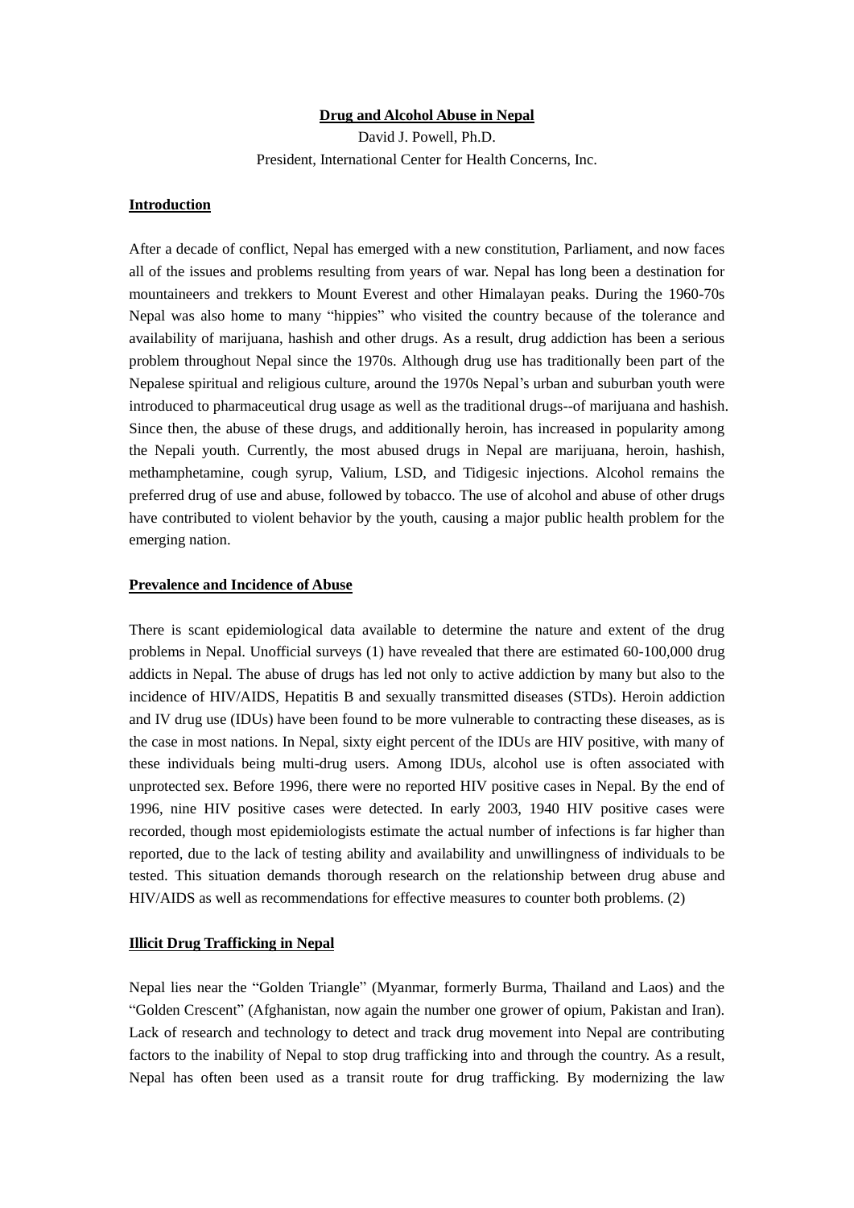# Drug and Alcohol Abuse in Nepal

David J. Powell, Ph.D.

President, International Center for Health Concerns, Inc.

## Introduction

After a decade of conflict, Nepal has emerged with a new constitution, Parliament, and now faces all of the issues and problems resulting from years of war. Nepal has long been a destination for mountaineers and trekkers to Mount Everest and other Himalayan peaks. During the 1960-70s Nepal was also home to many "hippies" who visited the country because of the tolerance and availability of marijuana, hashish and other drugs. As a result, drug addiction has been a serious problem throughout Nepal since the 1970s. Although drug use has traditionally been part of the Nepalese spiritual and religious culture, around the 1970s Nepal's urban and suburban youth were introduced to pharmaceutical drug usage as well as the traditional drugs--of marijuana and hashish. Since then, the abuse of these drugs, and additionally heroin, has increased in popularity among the Nepali youth. Currently, the most abused drugs in Nepal are marijuana, heroin, hashish, methamphetamine, cough syrup, Valium, LSD, and Tidigesic injections. Alcohol remains the preferred drug of use and abuse, followed by tobacco. The use of alcohol and abuse of other drugs have contributed to violent behavior by the youth, causing a major public health problem for the emerging nation.

## Prevalence and Incidence of Abuse

There is scant epidemiological data available to determine the nature and extent of the drug problems in Nepal. Unofficial surveys (1) have revealed that there are estimated 60-100,000 drug addicts in Nepal. The abuse of drugs has led not only to active addiction by many but also to the incidence of HIV/AIDS, Hepatitis B and sexually transmitted diseases (STDs). Heroin addiction and IV drug use (IDUs) have been found to be more vulnerable to contracting these diseases, as is the case in most nations. In Nepal, sixty eight percent of the IDUs are HIV positive, with many of these individuals being multi-drug users. Among IDUs, alcohol use is often associated with unprotected sex. Before 1996, there were no reported HIV positive cases in Nepal. By the end of 1996, nine HIV positive cases were detected. In early 2003, 1940 HIV positive cases were recorded, though most epidemiologists estimate the actual number of infections is far higher than reported, due to the lack of testing ability and availability and unwillingness of individuals to be tested. This situation demands thorough research on the relationship between drug abuse and HIV/AIDS as well as recommendations for effective measures to counter both problems. (2)

## Illicit Drug Trafficking in Nepal

Nepal lies near the "Golden Triangle" (Myanmar, formerly Burma, Thailand and Laos) and the "Golden Crescent" (Afghanistan, now again the number one grower of opium, Pakistan and Iran). Lack of research and technology to detect and track drug movement into Nepal are contributing factors to the inability of Nepal to stop drug trafficking into and through the country. As a result, Nepal has often been used as a transit route for drug trafficking. By modernizing the law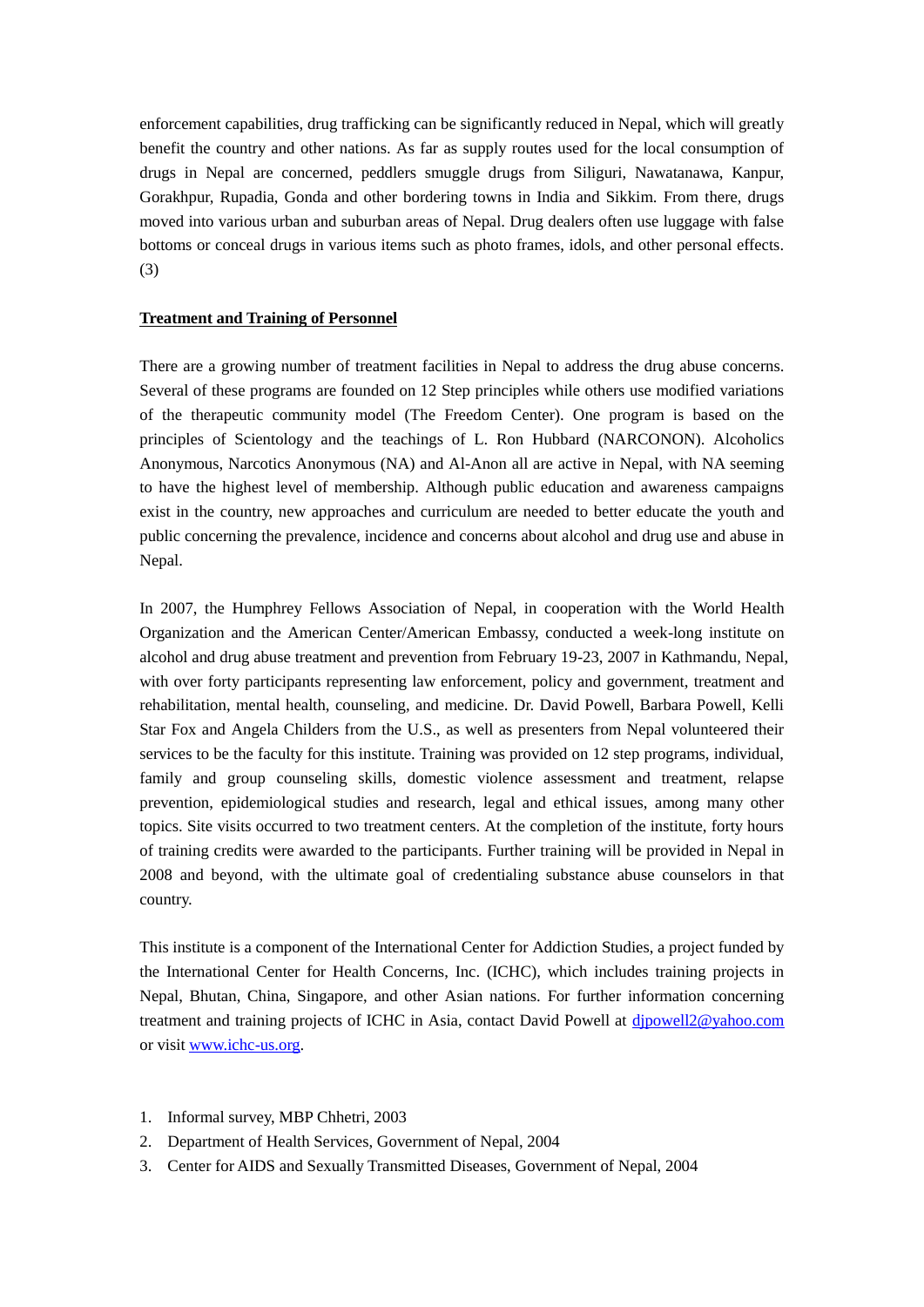enforcement capabilities, drug trafficking can be significantly reduced in Nepal, which will greatly benefit the country and other nations. As far as supply routes used for the local consumption of drugs in Nepal are concerned, peddlers smuggle drugs from Siliguri, Nawatanawa, Kanpur, Gorakhpur, Rupadia, Gonda and other bordering towns in India and Sikkim. From there, drugs moved into various urban and suburban areas of Nepal. Drug dealers often use luggage with false bottoms or conceal drugs in various items such as photo frames, idols, and other personal effects. (3)

**<u>Treatment and Training of Personnel</u>**

There are a growing number of treatment facilities in Nepal to address the drug abuse concerns. Several of these programs are founded on 12 Step principles while others use modified variations of the therapeutic community model (The Freedom Center). One program is based on the principles of Scientology and the teachings of L. Ron Hubbard (NARCONON). Alcoholics Anonymous, Narcotics Anonymous (NA) and Al-Anon all are active in Nepal, with NA seeming to have the highest level of membership. Although public education and awareness campaigns exist in the country, new approaches and curriculum are needed to better educate the youth and public concerning the prevalence, incidence and concerns about alcohol and drug use and abuse in Nepal.

In 2007, the Humphrey Fellows Association of Nepal, in cooperation with the World Health Organization and the American Center/American Embassy, conducted a week-long institute on alcohol and drug abuse treatment and prevention from February 19-23, 2007 in Kathmandu, Nepal, with over forty participants representing law enforcement, policy and government, treatment and rehabilitation, mental health, counseling, and medicine. Dr. David Powell, Barbara Powell, Kelli Star Fox and Angela Childers from the U.S., as well as presenters from Nepal volunteered their services to be the faculty for this institute. Training was provided on 12 step programs, individual, family and group counseling skills, domestic violence assessment and treatment, relapse prevention, epidemiological studies and research, legal and ethical issues, among many other topics. Site visits occurred to two treatment centers. At the completion of the institute, forty hours of training credits were awarded to the participants. Further training will be provided in Nepal in 2008 and beyond, with the ultimate goal of credentialing substance abuse counselors in that country.

This institute is a component of the International Center for Addiction Studies, a project funded by the International Center for Health Concerns, Inc. (ICHC), which includes training projects in Nepal, Bhutan, China, Singapore, and other Asian nations. For further information concerning treatment and training projects of ICHC in Asia, contact David Powell at djpowell2@yahoo.com or visit www.ichc-us.org.

1. Informal survey, MBP Chhetri, 2003
2. Department of Health Services, Government of Nepal, 2004
3. Center for AIDS and Sexually Transmitted Diseases, Government of Nepal, 2004